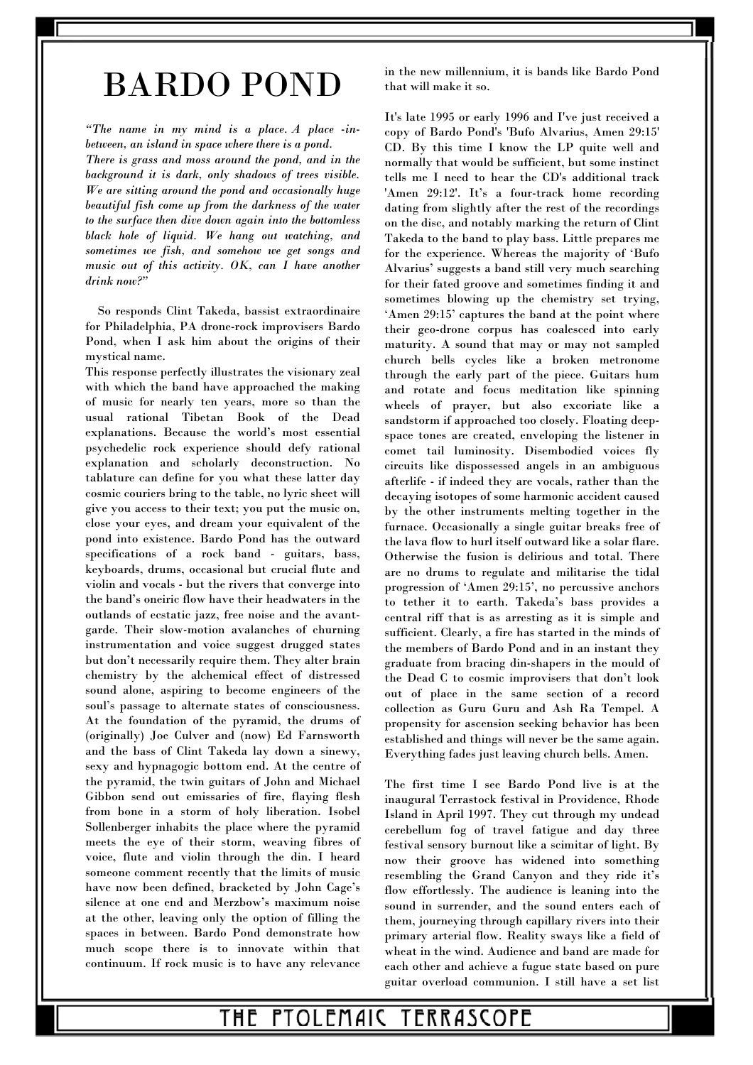# BARDO POND

*"The name in my mind is a place. A place -in-between, an island in space where there is a pond. There is grass and moss around the pond, and in the background it is dark, only shadows of trees visible. We are sitting around the pond and occasionally huge beautiful fish come up from the darkness of the water to the surface then dive down again into the bottomless black hole of liquid. We hang out watching, and sometimes we fish, and somehow we get songs and music out of this activity. OK, can I have another drink now?"*

So responds Clint Takeda, bassist extraordinaire for Philadelphia, PA drone-rock improvisers Bardo Pond, when I ask him about the origins of their mystical name.

This response perfectly illustrates the visionary zeal with which the band have approached the making of music for nearly ten years, more so than the usual rational Tibetan Book of the Dead explanations. Because the world's most essential psychedelic rock experience should defy rational explanation and scholarly deconstruction. No tablature can define for you what these latter day cosmic couriers bring to the table, no lyric sheet will give you access to their text; you put the music on, close your eyes, and dream your equivalent of the pond into existence. Bardo Pond has the outward specifications of a rock band - guitars, bass, keyboards, drums, occasional but crucial flute and violin and vocals - but the rivers that converge into the band's oneiric flow have their headwaters in the outlands of ecstatic jazz, free noise and the avant-garde. Their slow-motion avalanches of churning instrumentation and voice suggest drugged states but don't necessarily require them. They alter brain chemistry by the alchemical effect of distressed sound alone, aspiring to become engineers of the soul's passage to alternate states of consciousness. At the foundation of the pyramid, the drums of (originally) Joe Culver and (now) Ed Farnsworth and the bass of Clint Takeda lay down a sinewy, sexy and hypnagogic bottom end. At the centre of the pyramid, the twin guitars of John and Michael Gibbon send out emissaries of fire, flaying flesh from bone in a storm of holy liberation. Isobel Sollenberger inhabits the place where the pyramid meets the eye of their storm, weaving fibres of voice, flute and violin through the din. I heard someone comment recently that the limits of music have now been defined, bracketed by John Cage's silence at one end and Merzbow's maximum noise at the other, leaving only the option of filling the spaces in between. Bardo Pond demonstrate how much scope there is to innovate within that continuum. If rock music is to have any relevance in the new millennium, it is bands like Bardo Pond that will make it so.

It's late 1995 or early 1996 and I've just received a copy of Bardo Pond's 'Bufo Alvarius, Amen 29:15' CD. By this time I know the LP quite well and normally that would be sufficient, but some instinct tells me I need to hear the CD's additional track 'Amen 29:12'. It's a four-track home recording dating from slightly after the rest of the recordings on the disc, and notably marking the return of Clint Takeda to the band to play bass. Little prepares me for the experience. Whereas the majority of 'Bufo Alvarius' suggests a band still very much searching for their fated groove and sometimes finding it and sometimes blowing up the chemistry set trying, 'Amen 29:15' captures the band at the point where their geo-drone corpus has coalesced into early maturity. A sound that may or may not sampled church bells cycles like a broken metronome through the early part of the piece. Guitars hum and rotate and focus meditation like spinning wheels of prayer, but also excoriate like a sandstorm if approached too closely. Floating deep-space tones are created, enveloping the listener in comet tail luminosity. Disembodied voices fly circuits like dispossessed angels in an ambiguous afterlife - if indeed they are vocals, rather than the decaying isotopes of some harmonic accident caused by the other instruments melting together in the furnace. Occasionally a single guitar breaks free of the lava flow to hurl itself outward like a solar flare. Otherwise the fusion is delirious and total. There are no drums to regulate and militarise the tidal progression of 'Amen 29:15', no percussive anchors to tether it to earth. Takeda's bass provides a central riff that is as arresting as it is simple and sufficient. Clearly, a fire has started in the minds of the members of Bardo Pond and in an instant they graduate from bracing din-shapers in the mould of the Dead C to cosmic improvisers that don't look out of place in the same section of a record collection as Guru Guru and Ash Ra Tempel. A propensity for ascension seeking behavior has been established and things will never be the same again. Everything fades just leaving church bells. Amen.

The first time I see Bardo Pond live is at the inaugural Terrastock festival in Providence, Rhode Island in April 1997. They cut through my undead cerebellum fog of travel fatigue and day three festival sensory burnout like a scimitar of light. By now their groove has widened into something resembling the Grand Canyon and they ride it's flow effortlessly. The audience is leaning into the sound in surrender, and the sound enters each of them, journeying through capillary rivers into their primary arterial flow. Reality sways like a field of wheat in the wind. Audience and band are made for each other and achieve a fugue state based on pure guitar overload communion. I still have a set list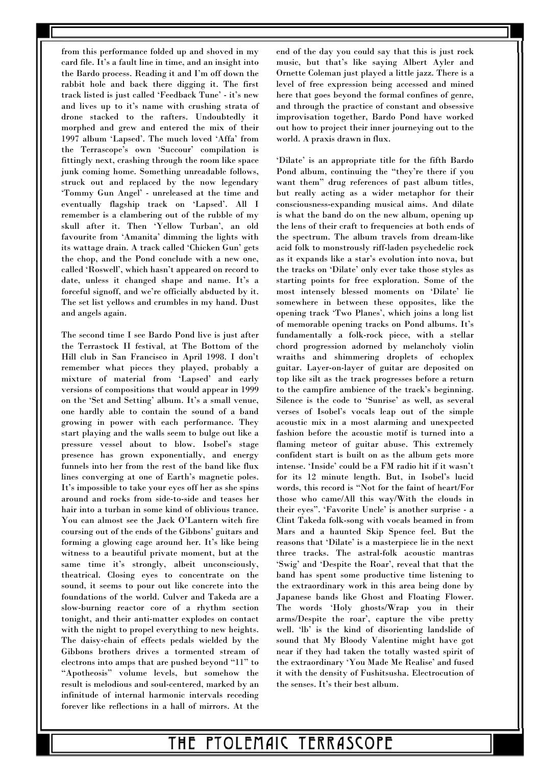from this performance folded up and shoved in my card file. It's a fault line in time, and an insight into the Bardo process. Reading it and I'm off down the rabbit hole and back there digging it. The first track listed is just called 'Feedback Tune' - it's new and lives up to it's name with crushing strata of drone stacked to the rafters. Undoubtedly it morphed and grew and entered the mix of their 1997 album 'Lapsed'. The much loved 'Affa' from the Terrascope's own 'Succour' compilation is fittingly next, crashing through the room like space junk coming home. Something unreadable follows, struck out and replaced by the now legendary 'Tommy Gun Angel' - unreleased at the time and eventually flagship track on 'Lapsed'. All I remember is a clambering out of the rubble of my skull after it. Then 'Yellow Turban', an old favourite from 'Amanita' dimming the lights with its wattage drain. A track called 'Chicken Gun' gets the chop, and the Pond conclude with a new one, called 'Roswell', which hasn't appeared on record to date, unless it changed shape and name. It's a forceful signoff, and we're officially abducted by it. The set list yellows and crumbles in my hand. Dust and angels again.

The second time I see Bardo Pond live is just after the Terrastock II festival, at The Bottom of the Hill club in San Francisco in April 1998. I don't remember what pieces they played, probably a mixture of material from 'Lapsed' and early versions of compositions that would appear in 1999 on the 'Set and Setting' album. It's a small venue, one hardly able to contain the sound of a band growing in power with each performance. They start playing and the walls seem to bulge out like a pressure vessel about to blow. Isobel's stage presence has grown exponentially, and energy funnels into her from the rest of the band like flux lines converging at one of Earth's magnetic poles. It's impossible to take your eyes off her as she spins around and rocks from side-to-side and teases her hair into a turban in some kind of oblivious trance. You can almost see the Jack O'Lantern witch fire coursing out of the ends of the Gibbons' guitars and forming a glowing cage around her. It's like being witness to a beautiful private moment, but at the same time it's strongly, albeit unconsciously, theatrical. Closing eyes to concentrate on the sound, it seems to pour out like concrete into the foundations of the world. Culver and Takeda are a slow-burning reactor core of a rhythm section tonight, and their anti-matter explodes on contact with the night to propel everything to new heights. The daisy-chain of effects pedals wielded by the Gibbons brothers drives a tormented stream of electrons into amps that are pushed beyond "11" to "Apotheosis" volume levels, but somehow the result is melodious and soul-centered, marked by an infinitude of internal harmonic intervals receding forever like reflections in a hall of mirrors. At the end of the day you could say that this is just rock music, but that's like saying Albert Ayler and Ornette Coleman just played a little jazz. There is a level of free expression being accessed and mined here that goes beyond the formal confines of genre, and through the practice of constant and obsessive improvisation together, Bardo Pond have worked out how to project their inner journeying out to the world. A praxis drawn in flux.

'Dilate' is an appropriate title for the fifth Bardo Pond album, continuing the "they're there if you want them" drug references of past album titles, but really acting as a wider metaphor for their consciousness-expanding musical aims. And dilate is what the band do on the new album, opening up the lens of their craft to frequencies at both ends of the spectrum. The album travels from dream-like acid folk to monstrously riff-laden psychedelic rock as it expands like a star's evolution into nova, but the tracks on 'Dilate' only ever take those styles as starting points for free exploration. Some of the most intensely blessed moments on 'Dilate' lie somewhere in between these opposites, like the opening track 'Two Planes', which joins a long list of memorable opening tracks on Pond albums. It's fundamentally a folk-rock piece, with a stellar chord progression adorned by melancholy violin wraiths and shimmering droplets of echoplex guitar. Layer-on-layer of guitar are deposited on top like silt as the track progresses before a return to the campfire ambience of the track's beginning. Silence is the code to 'Sunrise' as well, as several verses of Isobel's vocals leap out of the simple acoustic mix in a most alarming and unexpected fashion before the acoustic motif is turned into a flaming meteor of guitar abuse. This extremely confident start is built on as the album gets more intense. 'Inside' could be a FM radio hit if it wasn't for its 12 minute length. But, in Isobel's lucid words, this record is "Not for the faint of heart/For those who came/All this way/With the clouds in their eyes". 'Favorite Uncle' is another surprise - a Clint Takeda folk-song with vocals beamed in from Mars and a haunted Skip Spence feel. But the reasons that 'Dilate' is a masterpiece lie in the next three tracks. The astral-folk acoustic mantras 'Swig' and 'Despite the Roar', reveal that that the band has spent some productive time listening to the extraordinary work in this area being done by Japanese bands like Ghost and Floating Flower. The words 'Holy ghosts/Wrap you in their arms/Despite the roar', capture the vibe pretty well. 'lb' is the kind of disorienting landslide of sound that My Bloody Valentine might have got near if they had taken the totally wasted spirit of the extraordinary 'You Made Me Realise' and fused it with the density of Fushitsusha. Electrocution of the senses. It's their best album.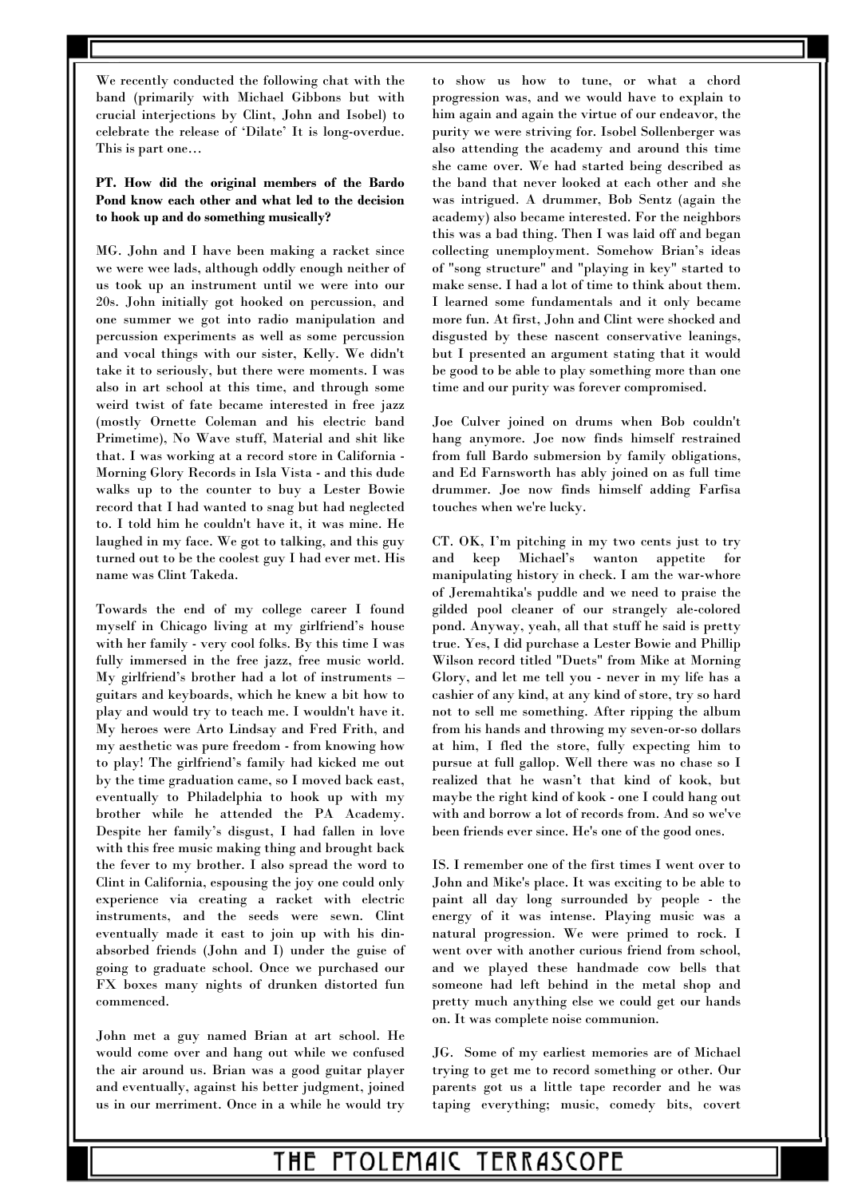We recently conducted the following chat with the band (primarily with Michael Gibbons but with crucial interjections by Clint, John and Isobel) to celebrate the release of 'Dilate' It is long-overdue. This is part one…

**PT. How did the original members of the Bardo Pond know each other and what led to the decision to hook up and do something musically?**

MG. John and I have been making a racket since we were wee lads, although oddly enough neither of us took up an instrument until we were into our 20s. John initially got hooked on percussion, and one summer we got into radio manipulation and percussion experiments as well as some percussion and vocal things with our sister, Kelly. We didn't take it to seriously, but there were moments. I was also in art school at this time, and through some weird twist of fate became interested in free jazz (mostly Ornette Coleman and his electric band Primetime), No Wave stuff, Material and shit like that. I was working at a record store in California - Morning Glory Records in Isla Vista - and this dude walks up to the counter to buy a Lester Bowie record that I had wanted to snag but had neglected to. I told him he couldn't have it, it was mine. He laughed in my face. We got to talking, and this guy turned out to be the coolest guy I had ever met. His name was Clint Takeda.

Towards the end of my college career I found myself in Chicago living at my girlfriend's house with her family - very cool folks. By this time I was fully immersed in the free jazz, free music world. My girlfriend's brother had a lot of instruments – guitars and keyboards, which he knew a bit how to play and would try to teach me. I wouldn't have it. My heroes were Arto Lindsay and Fred Frith, and my aesthetic was pure freedom - from knowing how to play! The girlfriend's family had kicked me out by the time graduation came, so I moved back east, eventually to Philadelphia to hook up with my brother while he attended the PA Academy. Despite her family's disgust, I had fallen in love with this free music making thing and brought back the fever to my brother. I also spread the word to Clint in California, espousing the joy one could only experience via creating a racket with electric instruments, and the seeds were sewn. Clint eventually made it east to join up with his din-absorbed friends (John and I) under the guise of going to graduate school. Once we purchased our FX boxes many nights of drunken distorted fun commenced.

John met a guy named Brian at art school. He would come over and hang out while we confused the air around us. Brian was a good guitar player and eventually, against his better judgment, joined us in our merriment. Once in a while he would try to show us how to tune, or what a chord progression was, and we would have to explain to him again and again the virtue of our endeavor, the purity we were striving for. Isobel Sollenberger was also attending the academy and around this time she came over. We had started being described as the band that never looked at each other and she was intrigued. A drummer, Bob Sentz (again the academy) also became interested. For the neighbors this was a bad thing. Then I was laid off and began collecting unemployment. Somehow Brian's ideas of "song structure" and "playing in key" started to make sense. I had a lot of time to think about them. I learned some fundamentals and it only became more fun. At first, John and Clint were shocked and disgusted by these nascent conservative leanings, but I presented an argument stating that it would be good to be able to play something more than one time and our purity was forever compromised.

Joe Culver joined on drums when Bob couldn't hang anymore. Joe now finds himself restrained from full Bardo submersion by family obligations, and Ed Farnsworth has ably joined on as full time drummer. Joe now finds himself adding Farfisa touches when we're lucky.

CT. OK, I'm pitching in my two cents just to try and keep Michael's wanton appetite for manipulating history in check. I am the war-whore of Jeremahtika's puddle and we need to praise the gilded pool cleaner of our strangely ale-colored pond. Anyway, yeah, all that stuff he said is pretty true. Yes, I did purchase a Lester Bowie and Phillip Wilson record titled "Duets" from Mike at Morning Glory, and let me tell you - never in my life has a cashier of any kind, at any kind of store, try so hard not to sell me something. After ripping the album from his hands and throwing my seven-or-so dollars at him, I fled the store, fully expecting him to pursue at full gallop. Well there was no chase so I realized that he wasn't that kind of kook, but maybe the right kind of kook - one I could hang out with and borrow a lot of records from. And so we've been friends ever since. He's one of the good ones.

IS. I remember one of the first times I went over to John and Mike's place. It was exciting to be able to paint all day long surrounded by people - the energy of it was intense. Playing music was a natural progression. We were primed to rock. I went over with another curious friend from school, and we played these handmade cow bells that someone had left behind in the metal shop and pretty much anything else we could get our hands on. It was complete noise communion.

JG. Some of my earliest memories are of Michael trying to get me to record something or other. Our parents got us a little tape recorder and he was taping everything; music, comedy bits, covert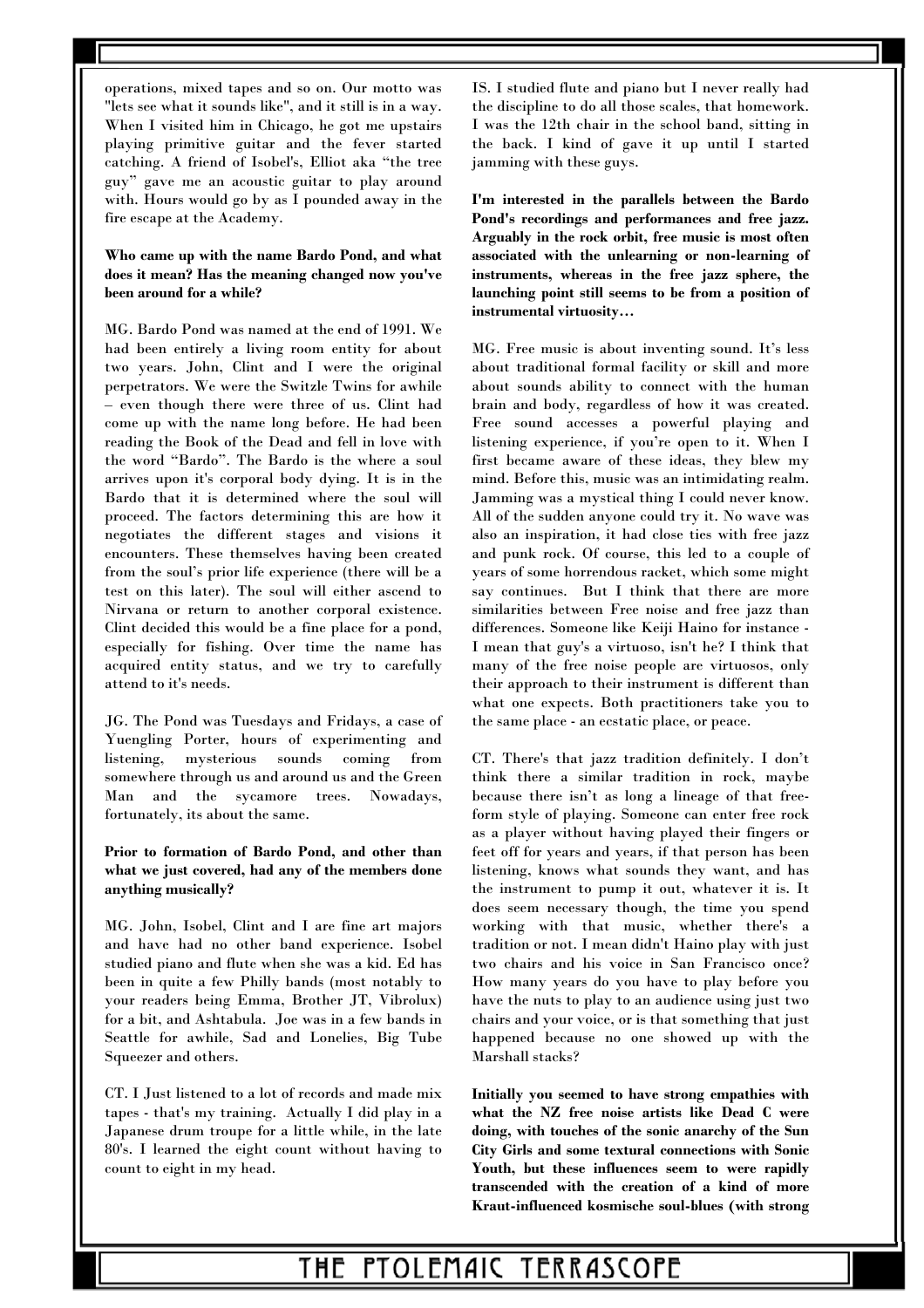operations, mixed tapes and so on. Our motto was "lets see what it sounds like", and it still is in a way. When I visited him in Chicago, he got me upstairs playing primitive guitar and the fever started catching. A friend of Isobel's, Elliot aka "the tree guy" gave me an acoustic guitar to play around with. Hours would go by as I pounded away in the fire escape at the Academy.

**Who came up with the name Bardo Pond, and what does it mean? Has the meaning changed now you've been around for a while?**

MG. Bardo Pond was named at the end of 1991. We had been entirely a living room entity for about two years. John, Clint and I were the original perpetrators. We were the Switzle Twins for awhile – even though there were three of us. Clint had come up with the name long before. He had been reading the Book of the Dead and fell in love with the word "Bardo". The Bardo is the where a soul arrives upon it's corporal body dying. It is in the Bardo that it is determined where the soul will proceed. The factors determining this are how it negotiates the different stages and visions it encounters. These themselves having been created from the soul's prior life experience (there will be a test on this later). The soul will either ascend to Nirvana or return to another corporal existence. Clint decided this would be a fine place for a pond, especially for fishing. Over time the name has acquired entity status, and we try to carefully attend to it's needs.

JG. The Pond was Tuesdays and Fridays, a case of Yuengling Porter, hours of experimenting and listening, mysterious sounds coming from somewhere through us and around us and the Green Man and the sycamore trees. Nowadays, fortunately, its about the same.

**Prior to formation of Bardo Pond, and other than what we just covered, had any of the members done anything musically?**

MG. John, Isobel, Clint and I are fine art majors and have had no other band experience. Isobel studied piano and flute when she was a kid. Ed has been in quite a few Philly bands (most notably to your readers being Emma, Brother JT, Vibrolux) for a bit, and Ashtabula. Joe was in a few bands in Seattle for awhile, Sad and Lonelies, Big Tube Squeezer and others.

CT. I Just listened to a lot of records and made mix tapes - that's my training. Actually I did play in a Japanese drum troupe for a little while, in the late 80's. I learned the eight count without having to count to eight in my head.

IS. I studied flute and piano but I never really had the discipline to do all those scales, that homework. I was the 12th chair in the school band, sitting in the back. I kind of gave it up until I started jamming with these guys.

**I'm interested in the parallels between the Bardo Pond's recordings and performances and free jazz. Arguably in the rock orbit, free music is most often associated with the unlearning or non-learning of instruments, whereas in the free jazz sphere, the launching point still seems to be from a position of instrumental virtuosity…**

MG. Free music is about inventing sound. It's less about traditional formal facility or skill and more about sounds ability to connect with the human brain and body, regardless of how it was created. Free sound accesses a powerful playing and listening experience, if you're open to it. When I first became aware of these ideas, they blew my mind. Before this, music was an intimidating realm. Jamming was a mystical thing I could never know. All of the sudden anyone could try it. No wave was also an inspiration, it had close ties with free jazz and punk rock. Of course, this led to a couple of years of some horrendous racket, which some might say continues. But I think that there are more similarities between Free noise and free jazz than differences. Someone like Keiji Haino for instance - I mean that guy's a virtuoso, isn't he? I think that many of the free noise people are virtuosos, only their approach to their instrument is different than what one expects. Both practitioners take you to the same place - an ecstatic place, or peace.

CT. There's that jazz tradition definitely. I don't think there a similar tradition in rock, maybe because there isn't as long a lineage of that free-form style of playing. Someone can enter free rock as a player without having played their fingers or feet off for years and years, if that person has been listening, knows what sounds they want, and has the instrument to pump it out, whatever it is. It does seem necessary though, the time you spend working with that music, whether there's a tradition or not. I mean didn't Haino play with just two chairs and his voice in San Francisco once? How many years do you have to play before you have the nuts to play to an audience using just two chairs and your voice, or is that something that just happened because no one showed up with the Marshall stacks?

**Initially you seemed to have strong empathies with what the NZ free noise artists like Dead C were doing, with touches of the sonic anarchy of the Sun City Girls and some textural connections with Sonic Youth, but these influences seem to were rapidly transcended with the creation of a kind of more Kraut-influenced kosmische soul-blues (with strong**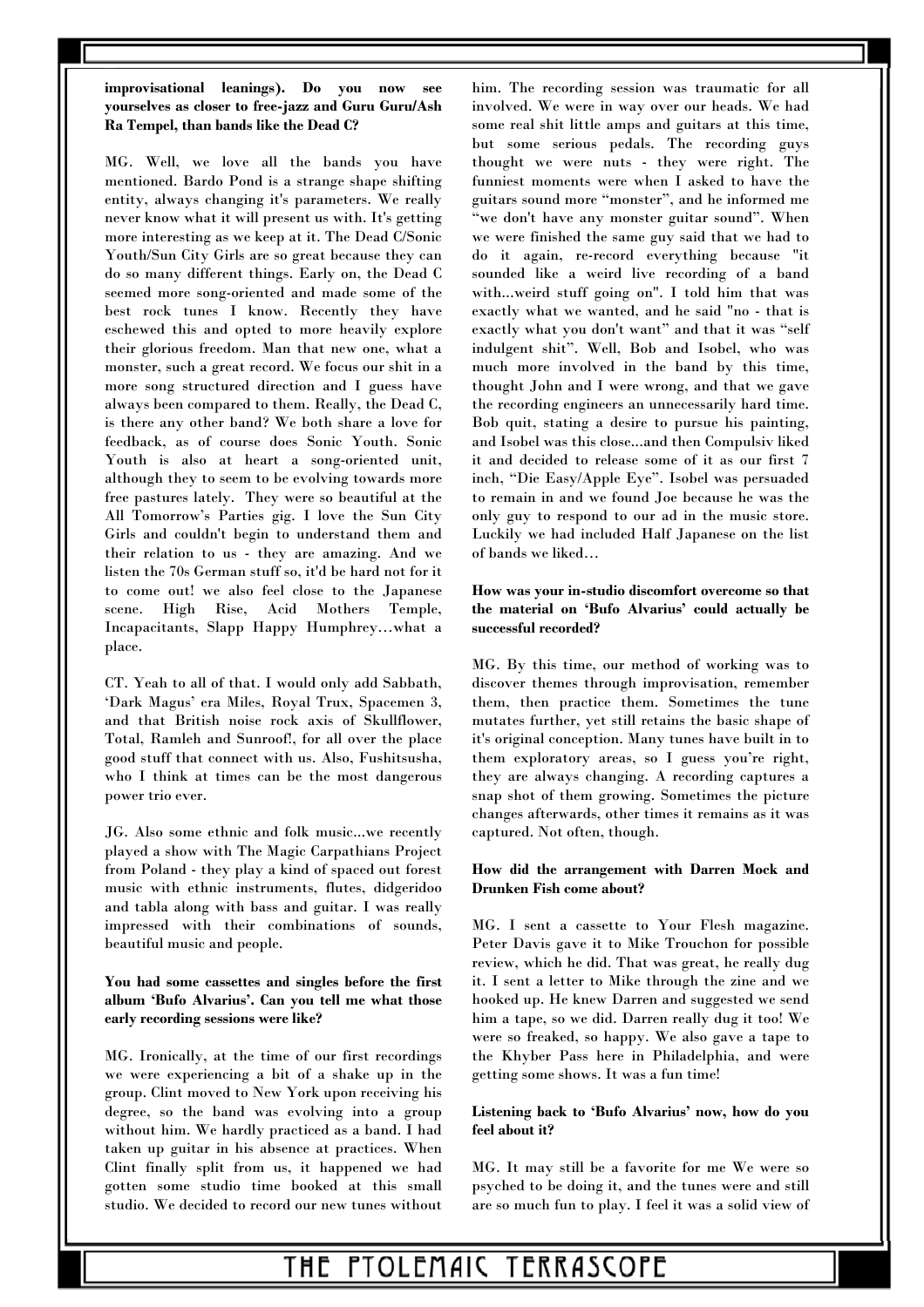**improvisational leanings). Do you now see yourselves as closer to free-jazz and Guru Guru/Ash Ra Tempel, than bands like the Dead C?**

MG. Well, we love all the bands you have mentioned. Bardo Pond is a strange shape shifting entity, always changing it's parameters. We really never know what it will present us with. It's getting more interesting as we keep at it. The Dead C/Sonic Youth/Sun City Girls are so great because they can do so many different things. Early on, the Dead C seemed more song-oriented and made some of the best rock tunes I know. Recently they have eschewed this and opted to more heavily explore their glorious freedom. Man that new one, what a monster, such a great record. We focus our shit in a more song structured direction and I guess have always been compared to them. Really, the Dead C, is there any other band? We both share a love for feedback, as of course does Sonic Youth. Sonic Youth is also at heart a song-oriented unit, although they to seem to be evolving towards more free pastures lately. They were so beautiful at the All Tomorrow's Parties gig. I love the Sun City Girls and couldn't begin to understand them and their relation to us - they are amazing. And we listen the 70s German stuff so, it'd be hard not for it to come out! we also feel close to the Japanese scene. High Rise, Acid Mothers Temple, Incapacitants, Slapp Happy Humphrey…what a place.

CT. Yeah to all of that. I would only add Sabbath, 'Dark Magus' era Miles, Royal Trux, Spacemen 3, and that British noise rock axis of Skullflower, Total, Ramleh and Sunroof!, for all over the place good stuff that connect with us. Also, Fushitsusha, who I think at times can be the most dangerous power trio ever.

JG. Also some ethnic and folk music...we recently played a show with The Magic Carpathians Project from Poland - they play a kind of spaced out forest music with ethnic instruments, flutes, didgeridoo and tabla along with bass and guitar. I was really impressed with their combinations of sounds, beautiful music and people.

**You had some cassettes and singles before the first album 'Bufo Alvarius'. Can you tell me what those early recording sessions were like?**

MG. Ironically, at the time of our first recordings we were experiencing a bit of a shake up in the group. Clint moved to New York upon receiving his degree, so the band was evolving into a group without him. We hardly practiced as a band. I had taken up guitar in his absence at practices. When Clint finally split from us, it happened we had gotten some studio time booked at this small studio. We decided to record our new tunes without him. The recording session was traumatic for all involved. We were in way over our heads. We had some real shit little amps and guitars at this time, but some serious pedals. The recording guys thought we were nuts - they were right. The funniest moments were when I asked to have the guitars sound more "monster", and he informed me "we don't have any monster guitar sound". When we were finished the same guy said that we had to do it again, re-record everything because "it sounded like a weird live recording of a band with...weird stuff going on". I told him that was exactly what we wanted, and he said "no - that is exactly what you don't want" and that it was "self indulgent shit". Well, Bob and Isobel, who was much more involved in the band by this time, thought John and I were wrong, and that we gave the recording engineers an unnecessarily hard time. Bob quit, stating a desire to pursue his painting, and Isobel was this close...and then Compulsiv liked it and decided to release some of it as our first 7 inch, "Die Easy/Apple Eye". Isobel was persuaded to remain in and we found Joe because he was the only guy to respond to our ad in the music store. Luckily we had included Half Japanese on the list of bands we liked…

**How was your in-studio discomfort overcome so that the material on 'Bufo Alvarius' could actually be successful recorded?**

MG. By this time, our method of working was to discover themes through improvisation, remember them, then practice them. Sometimes the tune mutates further, yet still retains the basic shape of it's original conception. Many tunes have built in to them exploratory areas, so I guess you're right, they are always changing. A recording captures a snap shot of them growing. Sometimes the picture changes afterwards, other times it remains as it was captured. Not often, though.

**How did the arrangement with Darren Mock and Drunken Fish come about?**

MG. I sent a cassette to Your Flesh magazine. Peter Davis gave it to Mike Trouchon for possible review, which he did. That was great, he really dug it. I sent a letter to Mike through the zine and we hooked up. He knew Darren and suggested we send him a tape, so we did. Darren really dug it too! We were so freaked, so happy. We also gave a tape to the Khyber Pass here in Philadelphia, and were getting some shows. It was a fun time!

**Listening back to 'Bufo Alvarius' now, how do you feel about it?**

MG. It may still be a favorite for me We were so psyched to be doing it, and the tunes were and still are so much fun to play. I feel it was a solid view of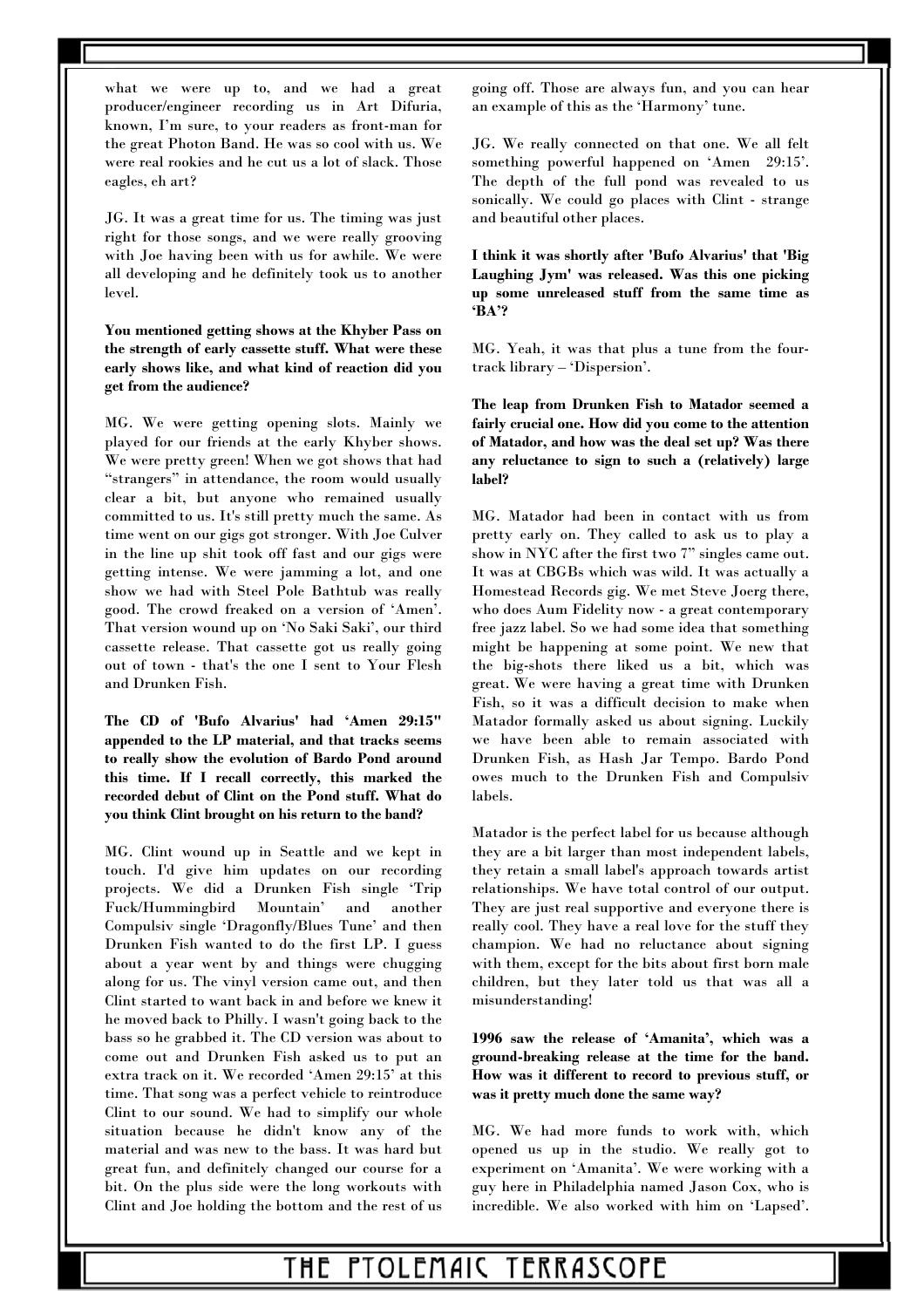what we were up to, and we had a great producer/engineer recording us in Art Difuria, known, I'm sure, to your readers as front-man for the great Photon Band. He was so cool with us. We were real rookies and he cut us a lot of slack. Those eagles, eh art?

JG. It was a great time for us. The timing was just right for those songs, and we were really grooving with Joe having been with us for awhile. We were all developing and he definitely took us to another level.

**You mentioned getting shows at the Khyber Pass on the strength of early cassette stuff. What were these early shows like, and what kind of reaction did you get from the audience?**

MG. We were getting opening slots. Mainly we played for our friends at the early Khyber shows. We were pretty green! When we got shows that had "strangers" in attendance, the room would usually clear a bit, but anyone who remained usually committed to us. It's still pretty much the same. As time went on our gigs got stronger. With Joe Culver in the line up shit took off fast and our gigs were getting intense. We were jamming a lot, and one show we had with Steel Pole Bathtub was really good. The crowd freaked on a version of 'Amen'. That version wound up on 'No Saki Saki', our third cassette release. That cassette got us really going out of town - that's the one I sent to Your Flesh and Drunken Fish.

**The CD of 'Bufo Alvarius' had 'Amen 29:15" appended to the LP material, and that tracks seems to really show the evolution of Bardo Pond around this time. If I recall correctly, this marked the recorded debut of Clint on the Pond stuff. What do you think Clint brought on his return to the band?**

MG. Clint wound up in Seattle and we kept in touch. I'd give him updates on our recording projects. We did a Drunken Fish single 'Trip Fuck/Hummingbird Mountain' and another Compulsiv single 'Dragonfly/Blues Tune' and then Drunken Fish wanted to do the first LP. I guess about a year went by and things were chugging along for us. The vinyl version came out, and then Clint started to want back in and before we knew it he moved back to Philly. I wasn't going back to the bass so he grabbed it. The CD version was about to come out and Drunken Fish asked us to put an extra track on it. We recorded 'Amen 29:15' at this time. That song was a perfect vehicle to reintroduce Clint to our sound. We had to simplify our whole situation because he didn't know any of the material and was new to the bass. It was hard but great fun, and definitely changed our course for a bit. On the plus side were the long workouts with Clint and Joe holding the bottom and the rest of us going off. Those are always fun, and you can hear an example of this as the 'Harmony' tune.

JG. We really connected on that one. We all felt something powerful happened on 'Amen 29:15'. The depth of the full pond was revealed to us sonically. We could go places with Clint - strange and beautiful other places.

**I think it was shortly after 'Bufo Alvarius' that 'Big Laughing Jym' was released. Was this one picking up some unreleased stuff from the same time as 'BA'?**

MG. Yeah, it was that plus a tune from the four-track library – 'Dispersion'.

**The leap from Drunken Fish to Matador seemed a fairly crucial one. How did you come to the attention of Matador, and how was the deal set up? Was there any reluctance to sign to such a (relatively) large label?**

MG. Matador had been in contact with us from pretty early on. They called to ask us to play a show in NYC after the first two 7" singles came out. It was at CBGBs which was wild. It was actually a Homestead Records gig. We met Steve Joerg there, who does Aum Fidelity now - a great contemporary free jazz label. So we had some idea that something might be happening at some point. We new that the big-shots there liked us a bit, which was great. We were having a great time with Drunken Fish, so it was a difficult decision to make when Matador formally asked us about signing. Luckily we have been able to remain associated with Drunken Fish, as Hash Jar Tempo. Bardo Pond owes much to the Drunken Fish and Compulsiv labels.

Matador is the perfect label for us because although they are a bit larger than most independent labels, they retain a small label's approach towards artist relationships. We have total control of our output. They are just real supportive and everyone there is really cool. They have a real love for the stuff they champion. We had no reluctance about signing with them, except for the bits about first born male children, but they later told us that was all a misunderstanding!

**1996 saw the release of 'Amanita', which was a ground-breaking release at the time for the band. How was it different to record to previous stuff, or was it pretty much done the same way?**

MG. We had more funds to work with, which opened us up in the studio. We really got to experiment on 'Amanita'. We were working with a guy here in Philadelphia named Jason Cox, who is incredible. We also worked with him on 'Lapsed'.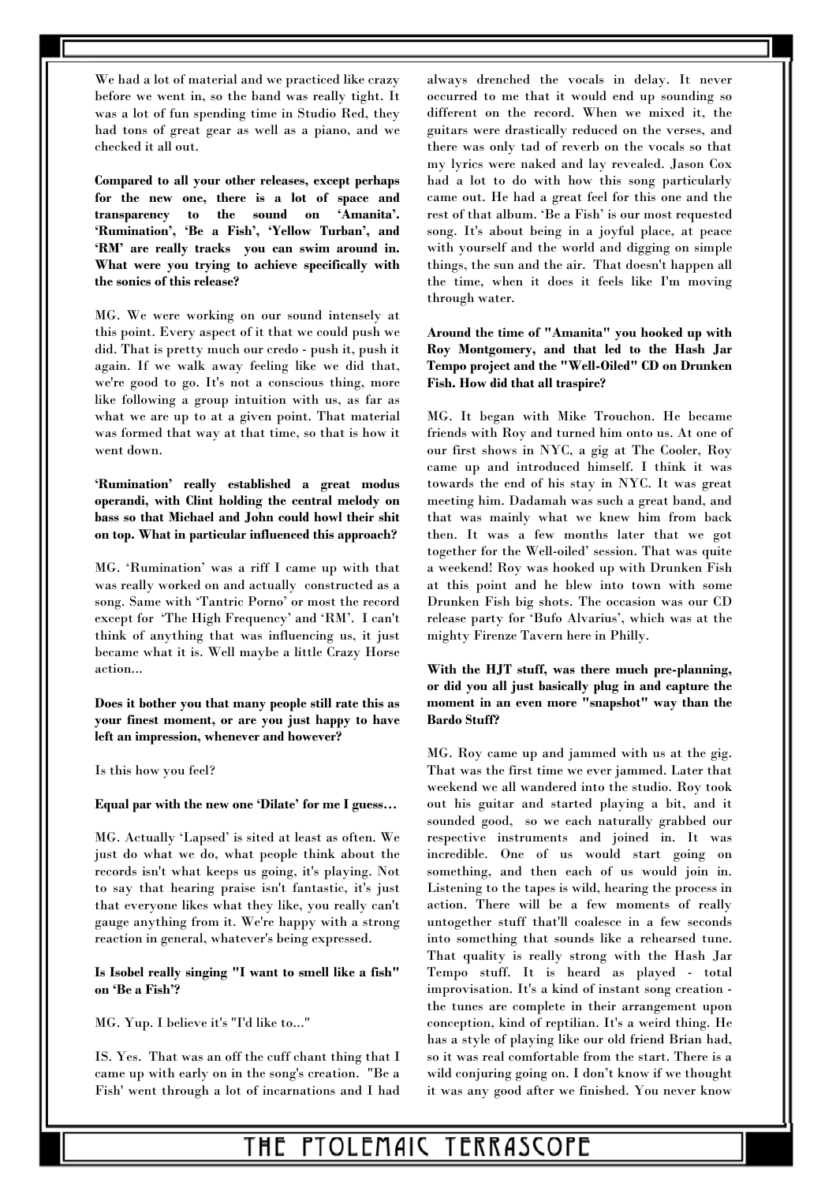We had a lot of material and we practiced like crazy before we went in, so the band was really tight. It was a lot of fun spending time in Studio Red, they had tons of great gear as well as a piano, and we checked it all out.

**Compared to all your other releases, except perhaps for the new one, there is a lot of space and transparency to the sound on 'Amanita'. 'Rumination', 'Be a Fish', 'Yellow Turban', and 'RM' are really tracks you can swim around in. What were you trying to achieve specifically with the sonics of this release?**

MG. We were working on our sound intensely at this point. Every aspect of it that we could push we did. That is pretty much our credo - push it, push it again. If we walk away feeling like we did that, we're good to go. It's not a conscious thing, more like following a group intuition with us, as far as what we are up to at a given point. That material was formed that way at that time, so that is how it went down.

**'Rumination' really established a great modus operandi, with Clint holding the central melody on bass so that Michael and John could howl their shit on top. What in particular influenced this approach?**

MG. 'Rumination' was a riff I came up with that was really worked on and actually constructed as a song. Same with 'Tantric Porno' or most the record except for 'The High Frequency' and 'RM'. I can't think of anything that was influencing us, it just became what it is. Well maybe a little Crazy Horse action...

**Does it bother you that many people still rate this as your finest moment, or are you just happy to have left an impression, whenever and however?**

Is this how you feel?

**Equal par with the new one 'Dilate' for me I guess…**

MG. Actually 'Lapsed' is sited at least as often. We just do what we do, what people think about the records isn't what keeps us going, it's playing. Not to say that hearing praise isn't fantastic, it's just that everyone likes what they like, you really can't gauge anything from it. We're happy with a strong reaction in general, whatever's being expressed.

**Is Isobel really singing "I want to smell like a fish" on 'Be a Fish'?**

MG. Yup. I believe it's "I'd like to..."

IS. Yes. That was an off the cuff chant thing that I came up with early on in the song's creation. "Be a Fish' went through a lot of incarnations and I had always drenched the vocals in delay. It never occurred to me that it would end up sounding so different on the record. When we mixed it, the guitars were drastically reduced on the verses, and there was only tad of reverb on the vocals so that my lyrics were naked and lay revealed. Jason Cox had a lot to do with how this song particularly came out. He had a great feel for this one and the rest of that album. 'Be a Fish' is our most requested song. It's about being in a joyful place, at peace with yourself and the world and digging on simple things, the sun and the air. That doesn't happen all the time, when it does it feels like I'm moving through water.

**Around the time of "Amanita" you hooked up with Roy Montgomery, and that led to the Hash Jar Tempo project and the "Well-Oiled" CD on Drunken Fish. How did that all traspire?**

MG. It began with Mike Trouchon. He became friends with Roy and turned him onto us. At one of our first shows in NYC, a gig at The Cooler, Roy came up and introduced himself. I think it was towards the end of his stay in NYC. It was great meeting him. Dadamah was such a great band, and that was mainly what we knew him from back then. It was a few months later that we got together for the Well-oiled' session. That was quite a weekend! Roy was hooked up with Drunken Fish at this point and he blew into town with some Drunken Fish big shots. The occasion was our CD release party for 'Bufo Alvarius', which was at the mighty Firenze Tavern here in Philly.

**With the HJT stuff, was there much pre-planning, or did you all just basically plug in and capture the moment in an even more "snapshot" way than the Bardo Stuff?**

MG. Roy came up and jammed with us at the gig. That was the first time we ever jammed. Later that weekend we all wandered into the studio. Roy took out his guitar and started playing a bit, and it sounded good, so we each naturally grabbed our respective instruments and joined in. It was incredible. One of us would start going on something, and then each of us would join in. Listening to the tapes is wild, hearing the process in action. There will be a few moments of really untogether stuff that'll coalesce in a few seconds into something that sounds like a rehearsed tune. That quality is really strong with the Hash Jar Tempo stuff. It is heard as played - total improvisation. It's a kind of instant song creation - the tunes are complete in their arrangement upon conception, kind of reptilian. It's a weird thing. He has a style of playing like our old friend Brian had, so it was real comfortable from the start. There is a wild conjuring going on. I don't know if we thought it was any good after we finished. You never know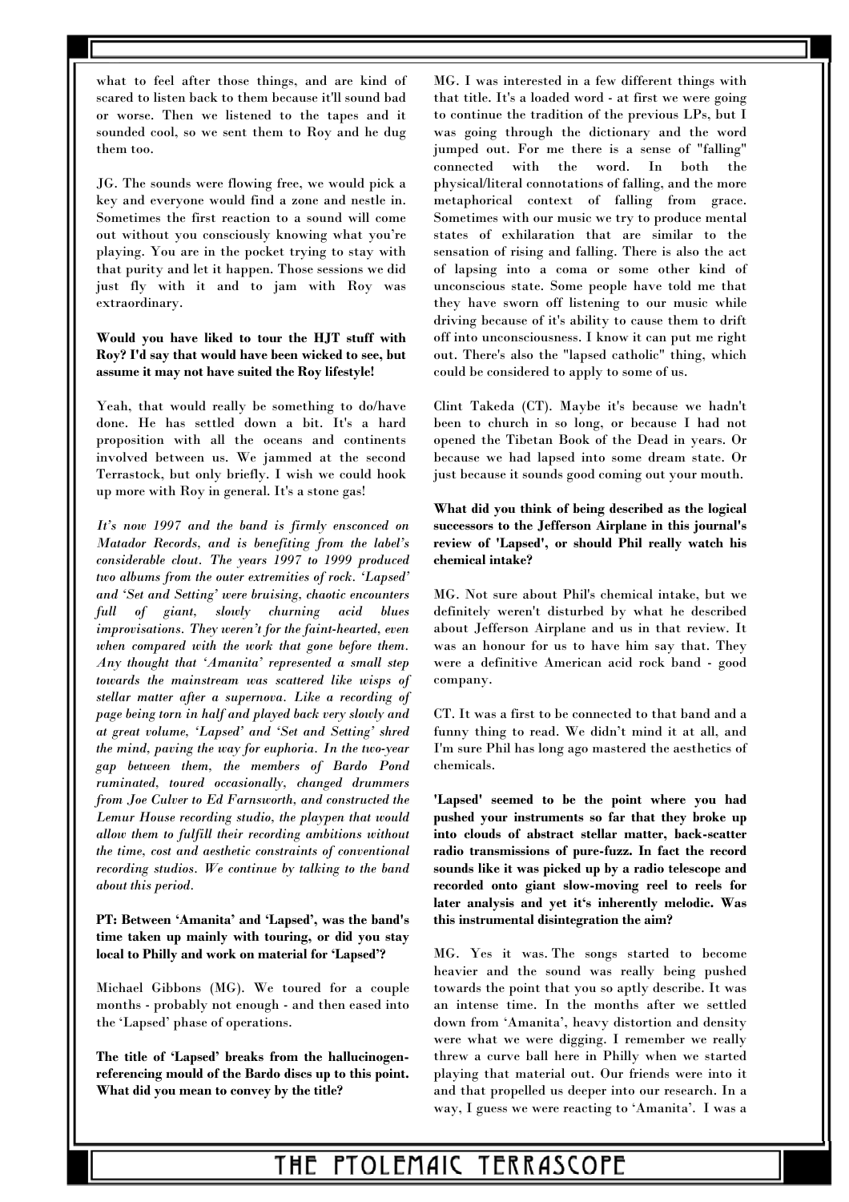what to feel after those things, and are kind of scared to listen back to them because it'll sound bad or worse. Then we listened to the tapes and it sounded cool, so we sent them to Roy and he dug them too.

JG. The sounds were flowing free, we would pick a key and everyone would find a zone and nestle in. Sometimes the first reaction to a sound will come out without you consciously knowing what you're playing. You are in the pocket trying to stay with that purity and let it happen. Those sessions we did just fly with it and to jam with Roy was extraordinary.

**Would you have liked to tour the HJT stuff with Roy? I'd say that would have been wicked to see, but assume it may not have suited the Roy lifestyle!**

Yeah, that would really be something to do/have done. He has settled down a bit. It's a hard proposition with all the oceans and continents involved between us. We jammed at the second Terrastock, but only briefly. I wish we could hook up more with Roy in general. It's a stone gas!

*It's now 1997 and the band is firmly ensconced on Matador Records, and is benefiting from the label's considerable clout. The years 1997 to 1999 produced two albums from the outer extremities of rock. 'Lapsed' and 'Set and Setting' were bruising, chaotic encounters full of giant, slowly churning acid blues improvisations. They weren't for the faint-hearted, even when compared with the work that gone before them. Any thought that 'Amanita' represented a small step towards the mainstream was scattered like wisps of stellar matter after a supernova. Like a recording of page being torn in half and played back very slowly and at great volume, 'Lapsed' and 'Set and Setting' shred the mind, paving the way for euphoria. In the two-year gap between them, the members of Bardo Pond ruminated, toured occasionally, changed drummers from Joe Culver to Ed Farnsworth, and constructed the Lemur House recording studio, the playpen that would allow them to fulfill their recording ambitions without the time, cost and aesthetic constraints of conventional recording studios. We continue by talking to the band about this period.*

**PT: Between 'Amanita' and 'Lapsed', was the band's time taken up mainly with touring, or did you stay local to Philly and work on material for 'Lapsed'?**

Michael Gibbons (MG). We toured for a couple months - probably not enough - and then eased into the 'Lapsed' phase of operations.

**The title of 'Lapsed' breaks from the hallucinogen-referencing mould of the Bardo discs up to this point. What did you mean to convey by the title?**

MG. I was interested in a few different things with that title. It's a loaded word - at first we were going to continue the tradition of the previous LPs, but I was going through the dictionary and the word jumped out. For me there is a sense of "falling" connected with the word. In both the physical/literal connotations of falling, and the more metaphorical context of falling from grace. Sometimes with our music we try to produce mental states of exhilaration that are similar to the sensation of rising and falling. There is also the act of lapsing into a coma or some other kind of unconscious state. Some people have told me that they have sworn off listening to our music while driving because of it's ability to cause them to drift off into unconsciousness. I know it can put me right out. There's also the "lapsed catholic" thing, which could be considered to apply to some of us.

Clint Takeda (CT). Maybe it's because we hadn't been to church in so long, or because I had not opened the Tibetan Book of the Dead in years. Or because we had lapsed into some dream state. Or just because it sounds good coming out your mouth.

**What did you think of being described as the logical successors to the Jefferson Airplane in this journal's review of 'Lapsed', or should Phil really watch his chemical intake?**

MG. Not sure about Phil's chemical intake, but we definitely weren't disturbed by what he described about Jefferson Airplane and us in that review. It was an honour for us to have him say that. They were a definitive American acid rock band - good company.

CT. It was a first to be connected to that band and a funny thing to read. We didn't mind it at all, and I'm sure Phil has long ago mastered the aesthetics of chemicals.

**'Lapsed' seemed to be the point where you had pushed your instruments so far that they broke up into clouds of abstract stellar matter, back-scatter radio transmissions of pure-fuzz. In fact the record sounds like it was picked up by a radio telescope and recorded onto giant slow-moving reel to reels for later analysis and yet it's inherently melodic. Was this instrumental disintegration the aim?**

MG. Yes it was. The songs started to become heavier and the sound was really being pushed towards the point that you so aptly describe. It was an intense time. In the months after we settled down from 'Amanita', heavy distortion and density were what we were digging. I remember we really threw a curve ball here in Philly when we started playing that material out. Our friends were into it and that propelled us deeper into our research. In a way, I guess we were reacting to 'Amanita'. I was a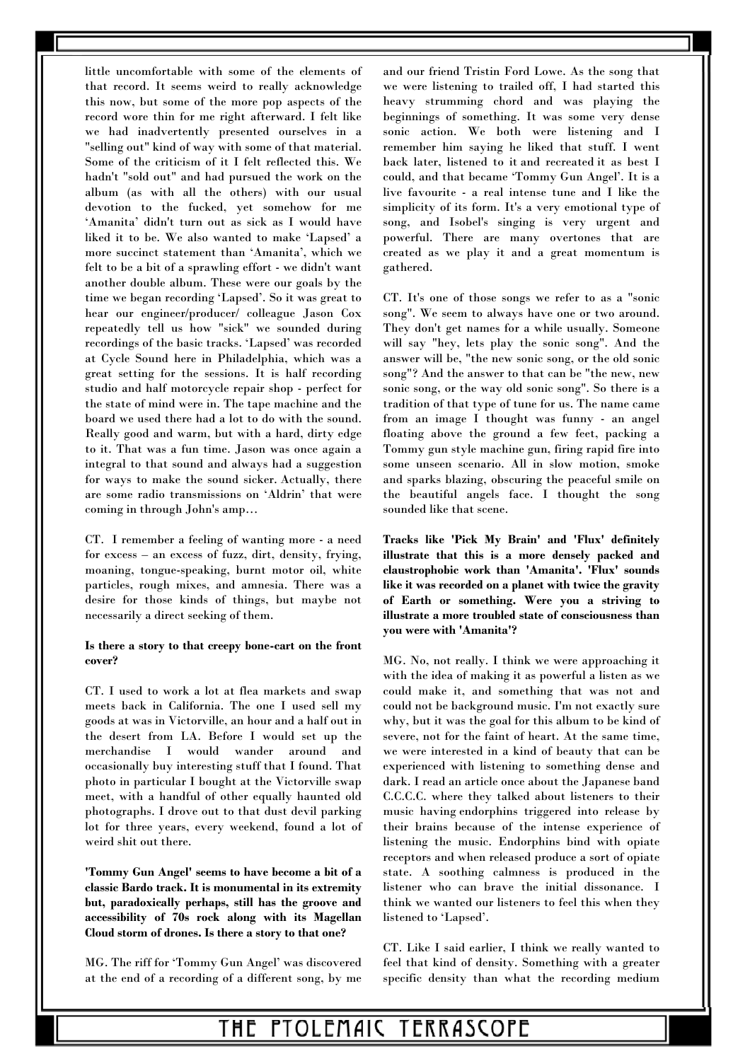little uncomfortable with some of the elements of that record. It seems weird to really acknowledge this now, but some of the more pop aspects of the record wore thin for me right afterward. I felt like we had inadvertently presented ourselves in a "selling out" kind of way with some of that material. Some of the criticism of it I felt reflected this. We hadn't "sold out" and had pursued the work on the album (as with all the others) with our usual devotion to the fucked, yet somehow for me 'Amanita' didn't turn out as sick as I would have liked it to be. We also wanted to make 'Lapsed' a more succinct statement than 'Amanita', which we felt to be a bit of a sprawling effort - we didn't want another double album. These were our goals by the time we began recording 'Lapsed'. So it was great to hear our engineer/producer/ colleague Jason Cox repeatedly tell us how "sick" we sounded during recordings of the basic tracks. 'Lapsed' was recorded at Cycle Sound here in Philadelphia, which was a great setting for the sessions. It is half recording studio and half motorcycle repair shop - perfect for the state of mind were in. The tape machine and the board we used there had a lot to do with the sound. Really good and warm, but with a hard, dirty edge to it. That was a fun time. Jason was once again a integral to that sound and always had a suggestion for ways to make the sound sicker. Actually, there are some radio transmissions on 'Aldrin' that were coming in through John's amp…

CT. I remember a feeling of wanting more - a need for excess – an excess of fuzz, dirt, density, frying, moaning, tongue-speaking, burnt motor oil, white particles, rough mixes, and amnesia. There was a desire for those kinds of things, but maybe not necessarily a direct seeking of them.

**Is there a story to that creepy bone-cart on the front cover?**

CT. I used to work a lot at flea markets and swap meets back in California. The one I used sell my goods at was in Victorville, an hour and a half out in the desert from LA. Before I would set up the merchandise I would wander around and occasionally buy interesting stuff that I found. That photo in particular I bought at the Victorville swap meet, with a handful of other equally haunted old photographs. I drove out to that dust devil parking lot for three years, every weekend, found a lot of weird shit out there.

**'Tommy Gun Angel' seems to have become a bit of a classic Bardo track. It is monumental in its extremity but, paradoxically perhaps, still has the groove and accessibility of 70s rock along with its Magellan Cloud storm of drones. Is there a story to that one?**

MG. The riff for 'Tommy Gun Angel' was discovered at the end of a recording of a different song, by me and our friend Tristin Ford Lowe. As the song that we were listening to trailed off, I had started this heavy strumming chord and was playing the beginnings of something. It was some very dense sonic action. We both were listening and I remember him saying he liked that stuff. I went back later, listened to it and recreated it as best I could, and that became 'Tommy Gun Angel'. It is a live favourite - a real intense tune and I like the simplicity of its form. It's a very emotional type of song, and Isobel's singing is very urgent and powerful. There are many overtones that are created as we play it and a great momentum is gathered.

CT. It's one of those songs we refer to as a "sonic song". We seem to always have one or two around. They don't get names for a while usually. Someone will say "hey, lets play the sonic song". And the answer will be, "the new sonic song, or the old sonic song"? And the answer to that can be "the new, new sonic song, or the way old sonic song". So there is a tradition of that type of tune for us. The name came from an image I thought was funny - an angel floating above the ground a few feet, packing a Tommy gun style machine gun, firing rapid fire into some unseen scenario. All in slow motion, smoke and sparks blazing, obscuring the peaceful smile on the beautiful angels face. I thought the song sounded like that scene.

**Tracks like 'Pick My Brain' and 'Flux' definitely illustrate that this is a more densely packed and claustrophobic work than 'Amanita'. 'Flux' sounds like it was recorded on a planet with twice the gravity of Earth or something. Were you a striving to illustrate a more troubled state of consciousness than you were with 'Amanita'?**

MG. No, not really. I think we were approaching it with the idea of making it as powerful a listen as we could make it, and something that was not and could not be background music. I'm not exactly sure why, but it was the goal for this album to be kind of severe, not for the faint of heart. At the same time, we were interested in a kind of beauty that can be experienced with listening to something dense and dark. I read an article once about the Japanese band C.C.C.C. where they talked about listeners to their music having endorphins triggered into release by their brains because of the intense experience of listening the music. Endorphins bind with opiate receptors and when released produce a sort of opiate state. A soothing calmness is produced in the listener who can brave the initial dissonance. I think we wanted our listeners to feel this when they listened to 'Lapsed'.

CT. Like I said earlier, I think we really wanted to feel that kind of density. Something with a greater specific density than what the recording medium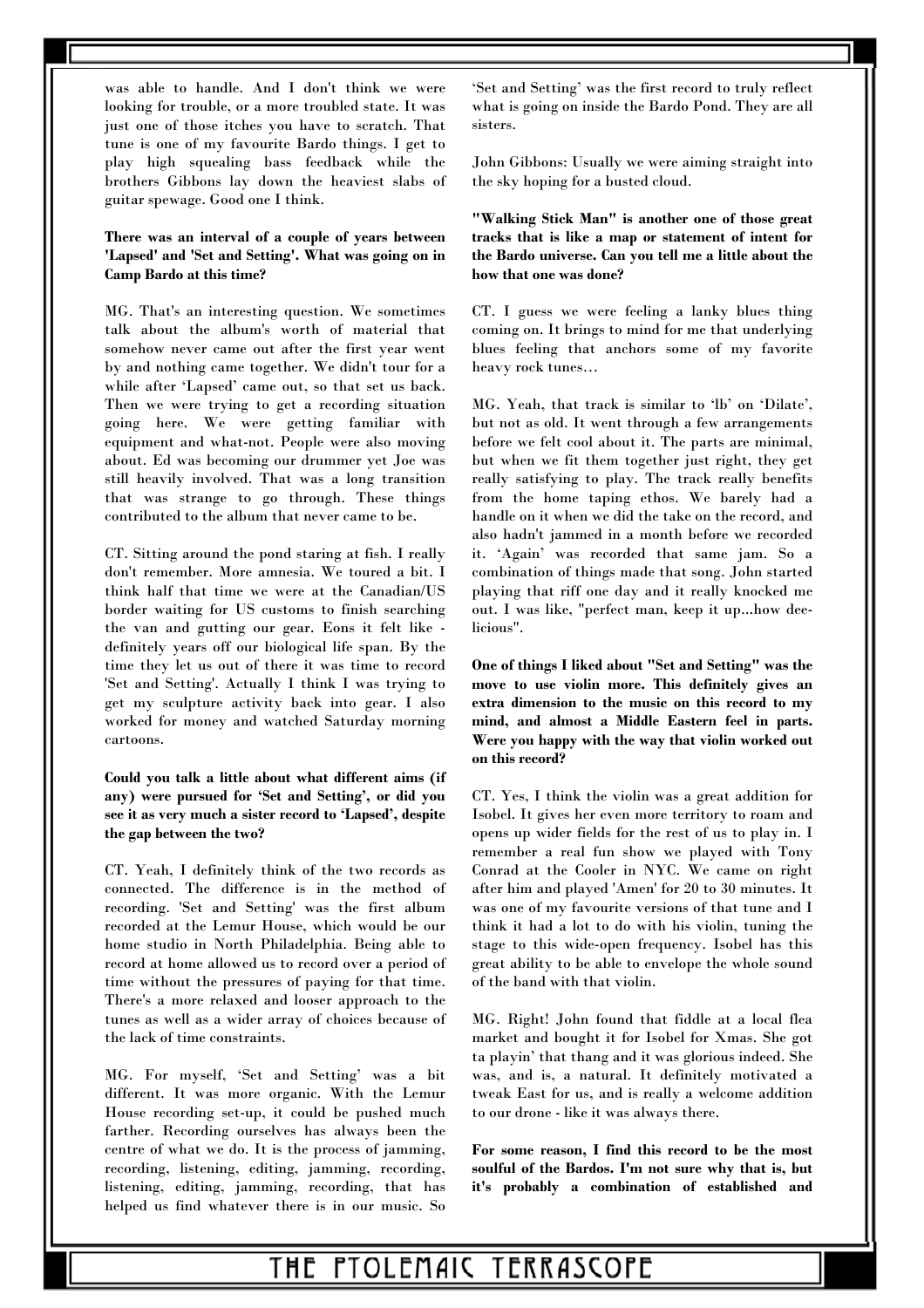was able to handle. And I don't think we were looking for trouble, or a more troubled state. It was just one of those itches you have to scratch. That tune is one of my favourite Bardo things. I get to play high squealing bass feedback while the brothers Gibbons lay down the heaviest slabs of guitar spewage. Good one I think.

**There was an interval of a couple of years between 'Lapsed' and 'Set and Setting'. What was going on in Camp Bardo at this time?**

MG. That's an interesting question. We sometimes talk about the album's worth of material that somehow never came out after the first year went by and nothing came together. We didn't tour for a while after 'Lapsed' came out, so that set us back. Then we were trying to get a recording situation going here. We were getting familiar with equipment and what-not. People were also moving about. Ed was becoming our drummer yet Joe was still heavily involved. That was a long transition that was strange to go through. These things contributed to the album that never came to be.

CT. Sitting around the pond staring at fish. I really don't remember. More amnesia. We toured a bit. I think half that time we were at the Canadian/US border waiting for US customs to finish searching the van and gutting our gear. Eons it felt like - definitely years off our biological life span. By the time they let us out of there it was time to record 'Set and Setting'. Actually I think I was trying to get my sculpture activity back into gear. I also worked for money and watched Saturday morning cartoons.

**Could you talk a little about what different aims (if any) were pursued for 'Set and Setting', or did you see it as very much a sister record to 'Lapsed', despite the gap between the two?**

CT. Yeah, I definitely think of the two records as connected. The difference is in the method of recording. 'Set and Setting' was the first album recorded at the Lemur House, which would be our home studio in North Philadelphia. Being able to record at home allowed us to record over a period of time without the pressures of paying for that time. There's a more relaxed and looser approach to the tunes as well as a wider array of choices because of the lack of time constraints.

MG. For myself, 'Set and Setting' was a bit different. It was more organic. With the Lemur House recording set-up, it could be pushed much farther. Recording ourselves has always been the centre of what we do. It is the process of jamming, recording, listening, editing, jamming, recording, listening, editing, jamming, recording, that has helped us find whatever there is in our music. So 'Set and Setting' was the first record to truly reflect what is going on inside the Bardo Pond. They are all sisters.

John Gibbons: Usually we were aiming straight into the sky hoping for a busted cloud.

**"Walking Stick Man" is another one of those great tracks that is like a map or statement of intent for the Bardo universe. Can you tell me a little about the how that one was done?**

CT. I guess we were feeling a lanky blues thing coming on. It brings to mind for me that underlying blues feeling that anchors some of my favorite heavy rock tunes…

MG. Yeah, that track is similar to 'lb' on 'Dilate', but not as old. It went through a few arrangements before we felt cool about it. The parts are minimal, but when we fit them together just right, they get really satisfying to play. The track really benefits from the home taping ethos. We barely had a handle on it when we did the take on the record, and also hadn't jammed in a month before we recorded it. 'Again' was recorded that same jam. So a combination of things made that song. John started playing that riff one day and it really knocked me out. I was like, "perfect man, keep it up...how dee-licious".

**One of things I liked about "Set and Setting" was the move to use violin more. This definitely gives an extra dimension to the music on this record to my mind, and almost a Middle Eastern feel in parts. Were you happy with the way that violin worked out on this record?**

CT. Yes, I think the violin was a great addition for Isobel. It gives her even more territory to roam and opens up wider fields for the rest of us to play in. I remember a real fun show we played with Tony Conrad at the Cooler in NYC. We came on right after him and played 'Amen' for 20 to 30 minutes. It was one of my favourite versions of that tune and I think it had a lot to do with his violin, tuning the stage to this wide-open frequency. Isobel has this great ability to be able to envelope the whole sound of the band with that violin.

MG. Right! John found that fiddle at a local flea market and bought it for Isobel for Xmas. She got ta playin' that thang and it was glorious indeed. She was, and is, a natural. It definitely motivated a tweak East for us, and is really a welcome addition to our drone - like it was always there.

**For some reason, I find this record to be the most soulful of the Bardos. I'm not sure why that is, but it's probably a combination of established and**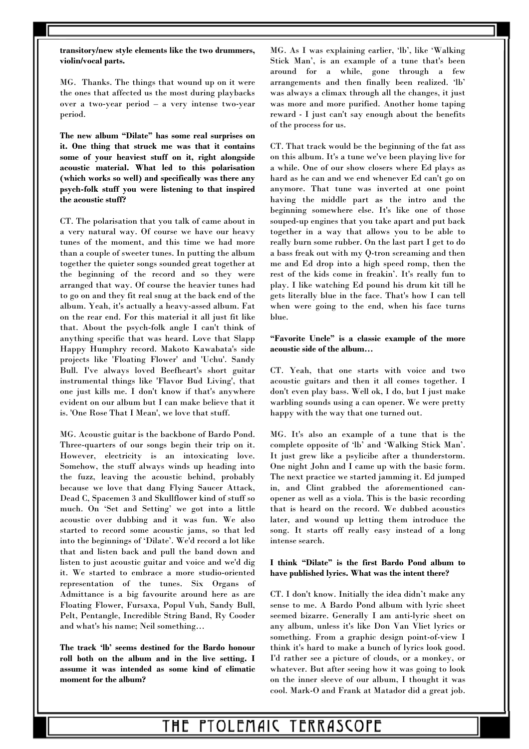**transitory/new style elements like the two drummers, violin/vocal parts.**

MG. Thanks. The things that wound up on it were the ones that affected us the most during playbacks over a two-year period – a very intense two-year period.

**The new album "Dilate" has some real surprises on it. One thing that struck me was that it contains some of your heaviest stuff on it, right alongside acoustic material. What led to this polarisation (which works so well) and specifically was there any psych-folk stuff you were listening to that inspired the acoustic stuff?**

CT. The polarisation that you talk of came about in a very natural way. Of course we have our heavy tunes of the moment, and this time we had more than a couple of sweeter tunes. In putting the album together the quieter songs sounded great together at the beginning of the record and so they were arranged that way. Of course the heavier tunes had to go on and they fit real snug at the back end of the album. Yeah, it's actually a heavy-assed album. Fat on the rear end. For this material it all just fit like that. About the psych-folk angle I can't think of anything specific that was heard. Love that Slapp Happy Humphry record. Makoto Kawabata's side projects like 'Floating Flower' and 'Uchu'. Sandy Bull. I've always loved Beefheart's short guitar instrumental things like 'Flavor Bud Living', that one just kills me. I don't know if that's anywhere evident on our album but I can make believe that it is. 'One Rose That I Mean', we love that stuff.

MG. Acoustic guitar is the backbone of Bardo Pond. Three-quarters of our songs begin their trip on it. However, electricity is an intoxicating love. Somehow, the stuff always winds up heading into the fuzz, leaving the acoustic behind, probably because we love that dang Flying Saucer Attack, Dead C, Spacemen 3 and Skullflower kind of stuff so much. On 'Set and Setting' we got into a little acoustic over dubbing and it was fun. We also started to record some acoustic jams, so that led into the beginnings of 'Dilate'. We'd record a lot like that and listen back and pull the band down and listen to just acoustic guitar and voice and we'd dig it. We started to embrace a more studio-oriented representation of the tunes. Six Organs of Admittance is a big favourite around here as are Floating Flower, Fursaxa, Popul Vuh, Sandy Bull, Pelt, Pentangle, Incredible String Band, Ry Cooder and what's his name; Neil something…

**The track 'lb' seems destined for the Bardo honour roll both on the album and in the live setting. I assume it was intended as some kind of climatic moment for the album?**

MG. As I was explaining earlier, 'lb', like 'Walking Stick Man', is an example of a tune that's been around for a while, gone through a few arrangements and then finally been realized. 'lb' was always a climax through all the changes, it just was more and more purified. Another home taping reward - I just can't say enough about the benefits of the process for us.

CT. That track would be the beginning of the fat ass on this album. It's a tune we've been playing live for a while. One of our show closers where Ed plays as hard as he can and we end whenever Ed can't go on anymore. That tune was inverted at one point having the middle part as the intro and the beginning somewhere else. It's like one of those souped-up engines that you take apart and put back together in a way that allows you to be able to really burn some rubber. On the last part I get to do a bass freak out with my Q-tron screaming and then me and Ed drop into a high speed romp, then the rest of the kids come in freakin'. It's really fun to play. I like watching Ed pound his drum kit till he gets literally blue in the face. That's how I can tell when were going to the end, when his face turns blue.

**"Favorite Uncle" is a classic example of the more acoustic side of the album…**

CT. Yeah, that one starts with voice and two acoustic guitars and then it all comes together. I don't even play bass. Well ok, I do, but I just make warbling sounds using a can opener. We were pretty happy with the way that one turned out.

MG. It's also an example of a tune that is the complete opposite of 'lb' and 'Walking Stick Man'. It just grew like a psylicibe after a thunderstorm. One night John and I came up with the basic form. The next practice we started jamming it. Ed jumped in, and Clint grabbed the aforementioned can-opener as well as a viola. This is the basic recording that is heard on the record. We dubbed acoustics later, and wound up letting them introduce the song. It starts off really easy instead of a long intense search.

**I think "Dilate" is the first Bardo Pond album to have published lyrics. What was the intent there?**

CT. I don't know. Initially the idea didn't make any sense to me. A Bardo Pond album with lyric sheet seemed bizarre. Generally I am anti-lyric sheet on any album, unless it's like Don Van Vliet lyrics or something. From a graphic design point-of-view I think it's hard to make a bunch of lyrics look good. I'd rather see a picture of clouds, or a monkey, or whatever. But after seeing how it was going to look on the inner sleeve of our album, I thought it was cool. Mark-O and Frank at Matador did a great job.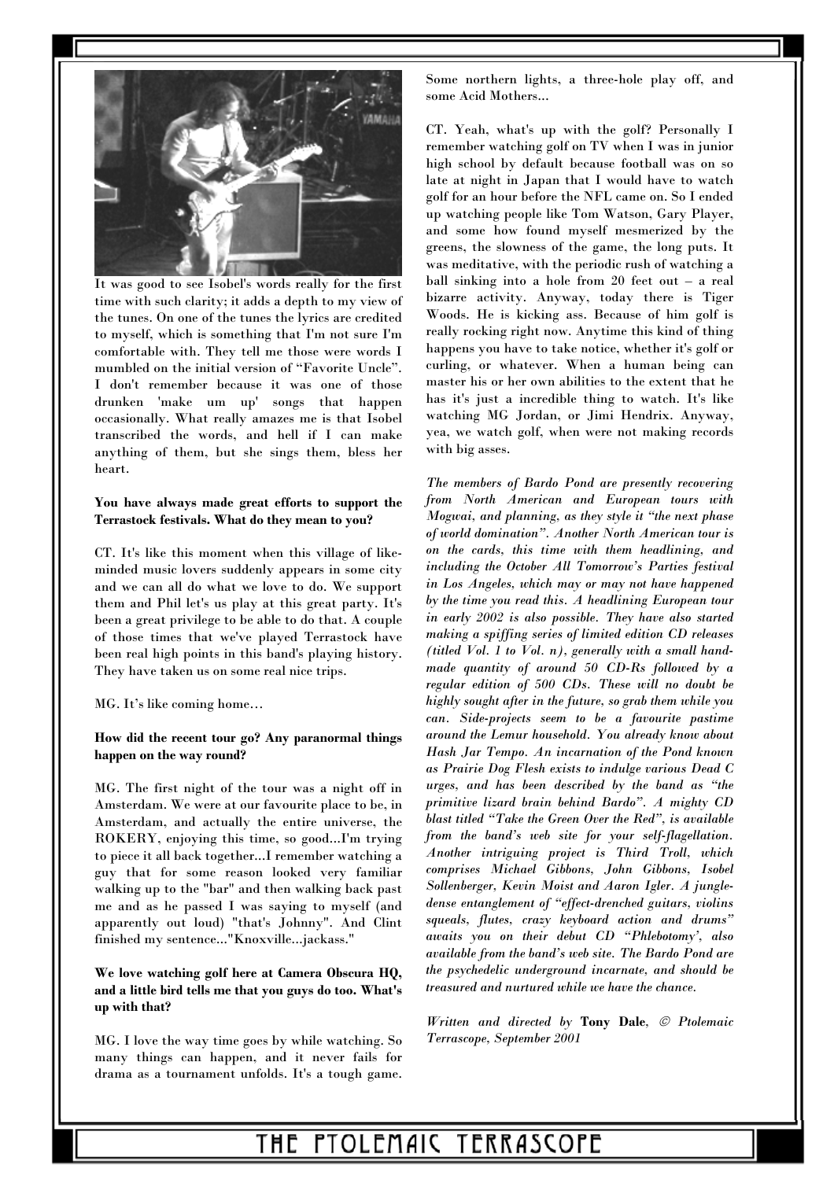It was good to see Isobel's words really for the first time with such clarity; it adds a depth to my view of the tunes. On one of the tunes the lyrics are credited to myself, which is something that I'm not sure I'm comfortable with. They tell me those were words I mumbled on the initial version of "Favorite Uncle". I don't remember because it was one of those drunken 'make um up' songs that happen occasionally. What really amazes me is that Isobel transcribed the words, and hell if I can make anything of them, but she sings them, bless her heart.

**You have always made great efforts to support the Terrastock festivals. What do they mean to you?**

CT. It's like this moment when this village of like-minded music lovers suddenly appears in some city and we can all do what we love to do. We support them and Phil let's us play at this great party. It's been a great privilege to be able to do that. A couple of those times that we've played Terrastock have been real high points in this band's playing history. They have taken us on some real nice trips.

MG. It's like coming home…

**How did the recent tour go? Any paranormal things happen on the way round?**

MG. The first night of the tour was a night off in Amsterdam. We were at our favourite place to be, in Amsterdam, and actually the entire universe, the ROKERY, enjoying this time, so good...I'm trying to piece it all back together...I remember watching a guy that for some reason looked very familiar walking up to the "bar" and then walking back past me and as he passed I was saying to myself (and apparently out loud) "that's Johnny". And Clint finished my sentence..."Knoxville...jackass."

**We love watching golf here at Camera Obscura HQ, and a little bird tells me that you guys do too. What's up with that?**

MG. I love the way time goes by while watching. So many things can happen, and it never fails for drama as a tournament unfolds. It's a tough game. Some northern lights, a three-hole play off, and some Acid Mothers...

CT. Yeah, what's up with the golf? Personally I remember watching golf on TV when I was in junior high school by default because football was on so late at night in Japan that I would have to watch golf for an hour before the NFL came on. So I ended up watching people like Tom Watson, Gary Player, and some how found myself mesmerized by the greens, the slowness of the game, the long puts. It was meditative, with the periodic rush of watching a ball sinking into a hole from 20 feet out – a real bizarre activity. Anyway, today there is Tiger Woods. He is kicking ass. Because of him golf is really rocking right now. Anytime this kind of thing happens you have to take notice, whether it's golf or curling, or whatever. When a human being can master his or her own abilities to the extent that he has it's just a incredible thing to watch. It's like watching MG Jordan, or Jimi Hendrix. Anyway, yea, we watch golf, when were not making records with big asses.

*The members of Bardo Pond are presently recovering from North American and European tours with Mogwai, and planning, as they style it "the next phase of world domination". Another North American tour is on the cards, this time with them headlining, and including the October All Tomorrow's Parties festival in Los Angeles, which may or may not have happened by the time you read this. A headlining European tour in early 2002 is also possible. They have also started making a spiffing series of limited edition CD releases (titled Vol. 1 to Vol. n), generally with a small hand-made quantity of around 50 CD-Rs followed by a regular edition of 500 CDs. These will no doubt be highly sought after in the future, so grab them while you can. Side-projects seem to be a favourite pastime around the Lemur household. You already know about Hash Jar Tempo. An incarnation of the Pond known as Prairie Dog Flesh exists to indulge various Dead C urges, and has been described by the band as "the primitive lizard brain behind Bardo". A mighty CD blast titled "Take the Green Over the Red", is available from the band's web site for your self-flagellation. Another intriguing project is Third Troll, which comprises Michael Gibbons, John Gibbons, Isobel Sollenberger, Kevin Moist and Aaron Igler. A jungle-dense entanglement of "effect-drenched guitars, violins squeals, flutes, crazy keyboard action and drums" awaits you on their debut CD "Phlebotomy', also available from the band's web site. The Bardo Pond are the psychedelic underground incarnate, and should be treasured and nurtured while we have the chance.*

*Written and directed by* **Tony Dale**, *© Ptolemaic Terrascope, September 2001*